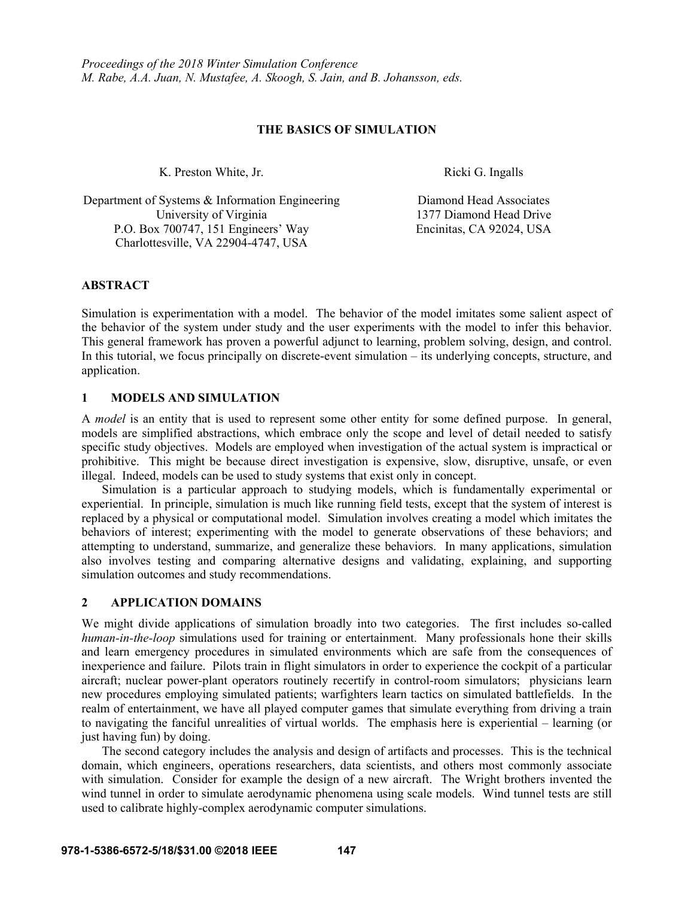*Proceedings of the 2018 Winter Simulation Conference*
*M. Rabe, A.A. Juan, N. Mustafee, A. Skoogh, S. Jain, and B. Johansson, eds.*

# THE BASICS OF SIMULATION

K. Preston White, Jr.

Department of Systems & Information Engineering
University of Virginia
P.O. Box 700747, 151 Engineers' Way
Charlottesville, VA 22904-4747, USA

Ricki G. Ingalls

Diamond Head Associates
1377 Diamond Head Drive
Encinitas, CA 92024, USA

## ABSTRACT

Simulation is experimentation with a model. The behavior of the model imitates some salient aspect of the behavior of the system under study and the user experiments with the model to infer this behavior. This general framework has proven a powerful adjunct to learning, problem solving, design, and control. In this tutorial, we focus principally on discrete-event simulation – its underlying concepts, structure, and application.

## 1 MODELS AND SIMULATION

A *model* is an entity that is used to represent some other entity for some defined purpose. In general, models are simplified abstractions, which embrace only the scope and level of detail needed to satisfy specific study objectives. Models are employed when investigation of the actual system is impractical or prohibitive. This might be because direct investigation is expensive, slow, disruptive, unsafe, or even illegal. Indeed, models can be used to study systems that exist only in concept.

Simulation is a particular approach to studying models, which is fundamentally experimental or experiential. In principle, simulation is much like running field tests, except that the system of interest is replaced by a physical or computational model. Simulation involves creating a model which imitates the behaviors of interest; experimenting with the model to generate observations of these behaviors; and attempting to understand, summarize, and generalize these behaviors. In many applications, simulation also involves testing and comparing alternative designs and validating, explaining, and supporting simulation outcomes and study recommendations.

## 2 APPLICATION DOMAINS

We might divide applications of simulation broadly into two categories. The first includes so-called *human-in-the-loop* simulations used for training or entertainment. Many professionals hone their skills and learn emergency procedures in simulated environments which are safe from the consequences of inexperience and failure. Pilots train in flight simulators in order to experience the cockpit of a particular aircraft; nuclear power-plant operators routinely recertify in control-room simulators; physicians learn new procedures employing simulated patients; warfighters learn tactics on simulated battlefields. In the realm of entertainment, we have all played computer games that simulate everything from driving a train to navigating the fanciful unrealities of virtual worlds. The emphasis here is experiential – learning (or just having fun) by doing.

The second category includes the analysis and design of artifacts and processes. This is the technical domain, which engineers, operations researchers, data scientists, and others most commonly associate with simulation. Consider for example the design of a new aircraft. The Wright brothers invented the wind tunnel in order to simulate aerodynamic phenomena using scale models. Wind tunnel tests are still used to calibrate highly-complex aerodynamic computer simulations.

978-1-5386-6572-5/18/$31.00 ©2018 IEEE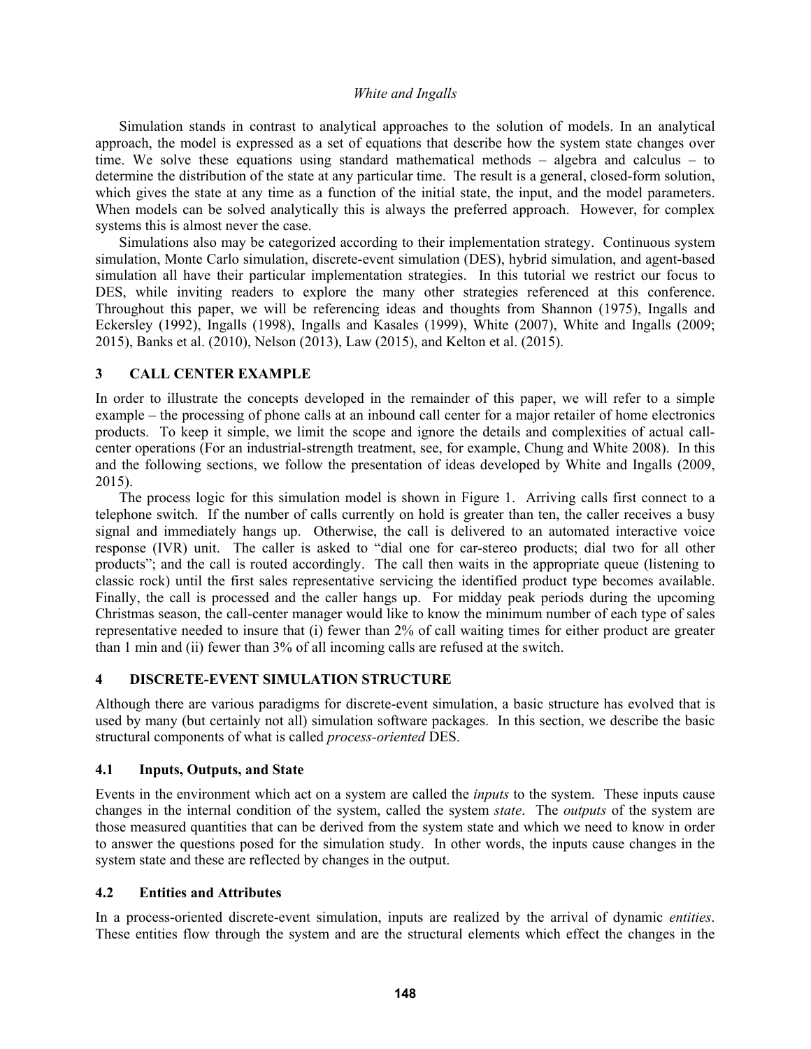Simulation stands in contrast to analytical approaches to the solution of models. In an analytical approach, the model is expressed as a set of equations that describe how the system state changes over time. We solve these equations using standard mathematical methods – algebra and calculus – to determine the distribution of the state at any particular time. The result is a general, closed-form solution, which gives the state at any time as a function of the initial state, the input, and the model parameters. When models can be solved analytically this is always the preferred approach. However, for complex systems this is almost never the case.

Simulations also may be categorized according to their implementation strategy. Continuous system simulation, Monte Carlo simulation, discrete-event simulation (DES), hybrid simulation, and agent-based simulation all have their particular implementation strategies. In this tutorial we restrict our focus to DES, while inviting readers to explore the many other strategies referenced at this conference. Throughout this paper, we will be referencing ideas and thoughts from Shannon (1975), Ingalls and Eckersley (1992), Ingalls (1998), Ingalls and Kasales (1999), White (2007), White and Ingalls (2009; 2015), Banks et al. (2010), Nelson (2013), Law (2015), and Kelton et al. (2015).

## 3 CALL CENTER EXAMPLE

In order to illustrate the concepts developed in the remainder of this paper, we will refer to a simple example – the processing of phone calls at an inbound call center for a major retailer of home electronics products. To keep it simple, we limit the scope and ignore the details and complexities of actual call-center operations (For an industrial-strength treatment, see, for example, Chung and White 2008). In this and the following sections, we follow the presentation of ideas developed by White and Ingalls (2009, 2015).

The process logic for this simulation model is shown in Figure 1. Arriving calls first connect to a telephone switch. If the number of calls currently on hold is greater than ten, the caller receives a busy signal and immediately hangs up. Otherwise, the call is delivered to an automated interactive voice response (IVR) unit. The caller is asked to "dial one for car-stereo products; dial two for all other products"; and the call is routed accordingly. The call then waits in the appropriate queue (listening to classic rock) until the first sales representative servicing the identified product type becomes available. Finally, the call is processed and the caller hangs up. For midday peak periods during the upcoming Christmas season, the call-center manager would like to know the minimum number of each type of sales representative needed to insure that (i) fewer than 2% of call waiting times for either product are greater than 1 min and (ii) fewer than 3% of all incoming calls are refused at the switch.

## 4 DISCRETE-EVENT SIMULATION STRUCTURE

Although there are various paradigms for discrete-event simulation, a basic structure has evolved that is used by many (but certainly not all) simulation software packages. In this section, we describe the basic structural components of what is called *process-oriented* DES.

### 4.1 Inputs, Outputs, and State

Events in the environment which act on a system are called the *inputs* to the system. These inputs cause changes in the internal condition of the system, called the system *state*. The *outputs* of the system are those measured quantities that can be derived from the system state and which we need to know in order to answer the questions posed for the simulation study. In other words, the inputs cause changes in the system state and these are reflected by changes in the output.

### 4.2 Entities and Attributes

In a process-oriented discrete-event simulation, inputs are realized by the arrival of dynamic *entities*. These entities flow through the system and are the structural elements which effect the changes in the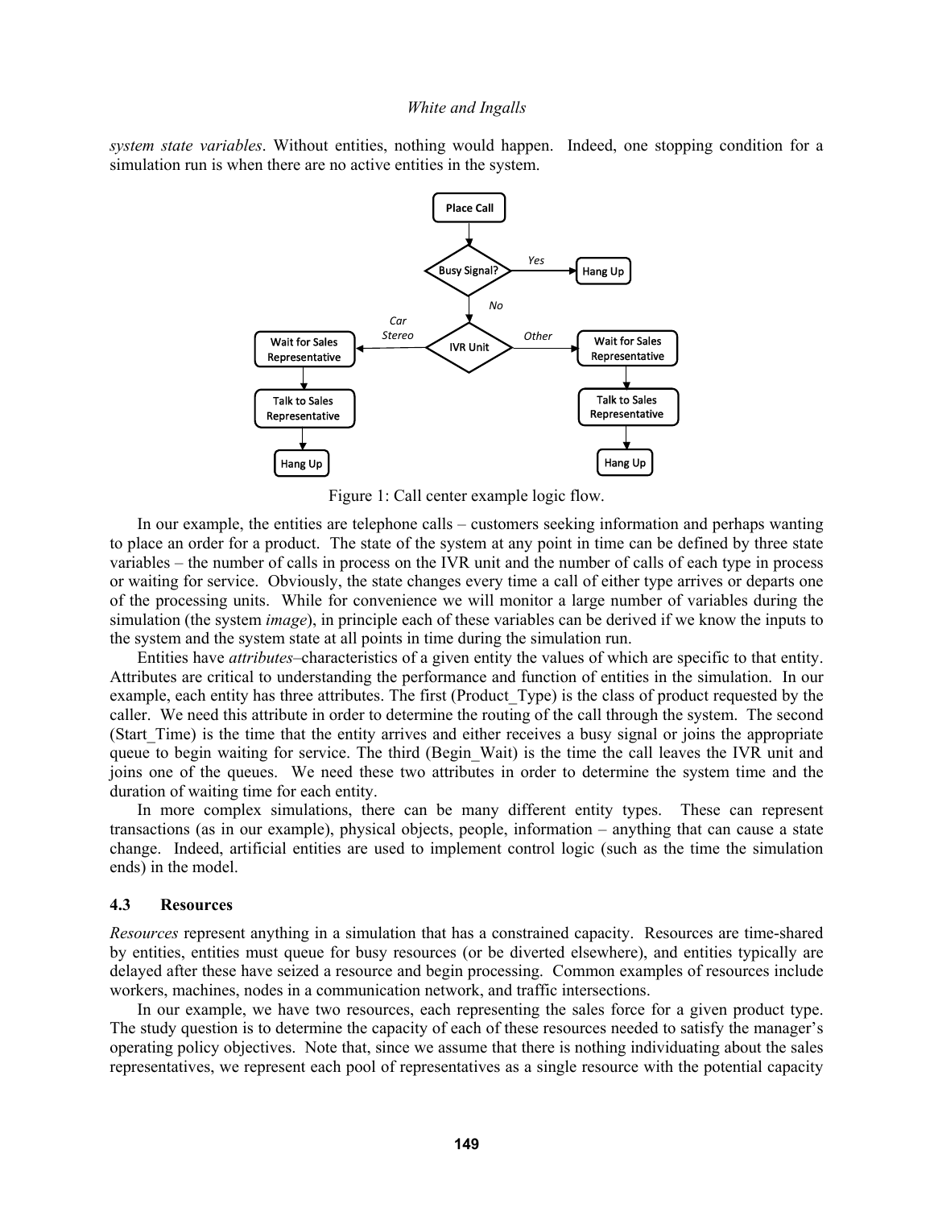*system state variables*. Without entities, nothing would happen. Indeed, one stopping condition for a simulation run is when there are no active entities in the system.

Place Call

Busy Signal?

Yes

Hang Up

No

Car Stereo

IVR Unit

Other

Wait for Sales Representative

Talk to Sales Representative

Hang Up

Wait for Sales Representative

Talk to Sales Representative

Hang Up

Figure 1: Call center example logic flow.

In our example, the entities are telephone calls – customers seeking information and perhaps wanting to place an order for a product. The state of the system at any point in time can be defined by three state variables – the number of calls in process on the IVR unit and the number of calls of each type in process or waiting for service. Obviously, the state changes every time a call of either type arrives or departs one of the processing units. While for convenience we will monitor a large number of variables during the simulation (the system *image*), in principle each of these variables can be derived if we know the inputs to the system and the system state at all points in time during the simulation run.

Entities have *attributes*–characteristics of a given entity the values of which are specific to that entity. Attributes are critical to understanding the performance and function of entities in the simulation. In our example, each entity has three attributes. The first (Product_Type) is the class of product requested by the caller. We need this attribute in order to determine the routing of the call through the system. The second (Start_Time) is the time that the entity arrives and either receives a busy signal or joins the appropriate queue to begin waiting for service. The third (Begin_Wait) is the time the call leaves the IVR unit and joins one of the queues. We need these two attributes in order to determine the system time and the duration of waiting time for each entity.

In more complex simulations, there can be many different entity types. These can represent transactions (as in our example), physical objects, people, information – anything that can cause a state change. Indeed, artificial entities are used to implement control logic (such as the time the simulation ends) in the model.

### 4.3 Resources

*Resources* represent anything in a simulation that has a constrained capacity. Resources are time-shared by entities, entities must queue for busy resources (or be diverted elsewhere), and entities typically are delayed after these have seized a resource and begin processing. Common examples of resources include workers, machines, nodes in a communication network, and traffic intersections.

In our example, we have two resources, each representing the sales force for a given product type. The study question is to determine the capacity of each of these resources needed to satisfy the manager's operating policy objectives. Note that, since we assume that there is nothing individuating about the sales representatives, we represent each pool of representatives as a single resource with the potential capacity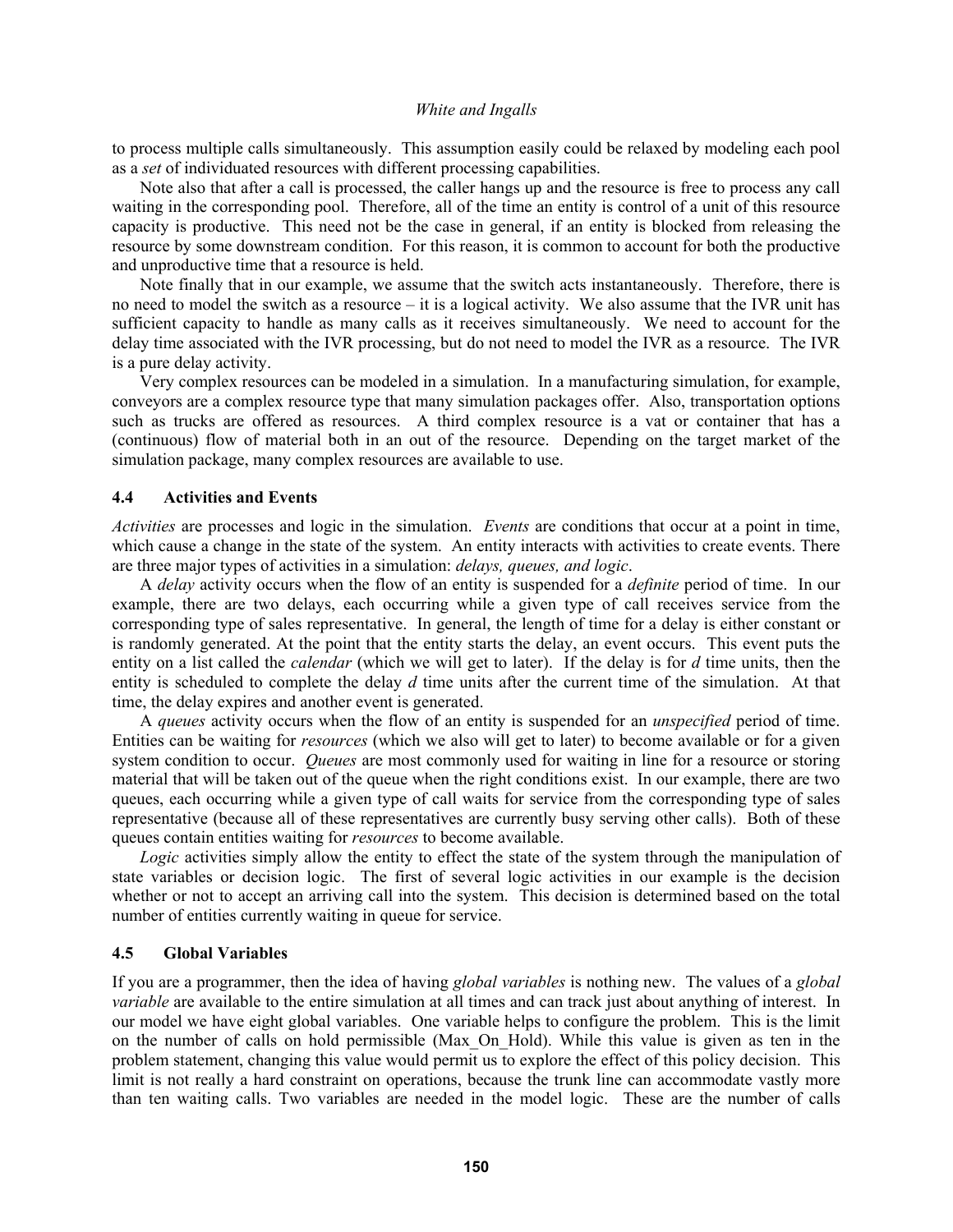to process multiple calls simultaneously. This assumption easily could be relaxed by modeling each pool as a *set* of individuated resources with different processing capabilities.

Note also that after a call is processed, the caller hangs up and the resource is free to process any call waiting in the corresponding pool. Therefore, all of the time an entity is control of a unit of this resource capacity is productive. This need not be the case in general, if an entity is blocked from releasing the resource by some downstream condition. For this reason, it is common to account for both the productive and unproductive time that a resource is held.

Note finally that in our example, we assume that the switch acts instantaneously. Therefore, there is no need to model the switch as a resource – it is a logical activity. We also assume that the IVR unit has sufficient capacity to handle as many calls as it receives simultaneously. We need to account for the delay time associated with the IVR processing, but do not need to model the IVR as a resource. The IVR is a pure delay activity.

Very complex resources can be modeled in a simulation. In a manufacturing simulation, for example, conveyors are a complex resource type that many simulation packages offer. Also, transportation options such as trucks are offered as resources. A third complex resource is a vat or container that has a (continuous) flow of material both in an out of the resource. Depending on the target market of the simulation package, many complex resources are available to use.

### 4.4 Activities and Events

*Activities* are processes and logic in the simulation. *Events* are conditions that occur at a point in time, which cause a change in the state of the system. An entity interacts with activities to create events. There are three major types of activities in a simulation: *delays, queues, and logic*.

A *delay* activity occurs when the flow of an entity is suspended for a *definite* period of time. In our example, there are two delays, each occurring while a given type of call receives service from the corresponding type of sales representative. In general, the length of time for a delay is either constant or is randomly generated. At the point that the entity starts the delay, an event occurs. This event puts the entity on a list called the *calendar* (which we will get to later). If the delay is for $d$ time units, then the entity is scheduled to complete the delay $d$ time units after the current time of the simulation. At that time, the delay expires and another event is generated.

A *queues* activity occurs when the flow of an entity is suspended for an *unspecified* period of time. Entities can be waiting for *resources* (which we also will get to later) to become available or for a given system condition to occur. *Queues* are most commonly used for waiting in line for a resource or storing material that will be taken out of the queue when the right conditions exist. In our example, there are two queues, each occurring while a given type of call waits for service from the corresponding type of sales representative (because all of these representatives are currently busy serving other calls). Both of these queues contain entities waiting for *resources* to become available.

*Logic* activities simply allow the entity to effect the state of the system through the manipulation of state variables or decision logic. The first of several logic activities in our example is the decision whether or not to accept an arriving call into the system. This decision is determined based on the total number of entities currently waiting in queue for service.

### 4.5 Global Variables

If you are a programmer, then the idea of having *global variables* is nothing new. The values of a *global variable* are available to the entire simulation at all times and can track just about anything of interest. In our model we have eight global variables. One variable helps to configure the problem. This is the limit on the number of calls on hold permissible (Max_On_Hold). While this value is given as ten in the problem statement, changing this value would permit us to explore the effect of this policy decision. This limit is not really a hard constraint on operations, because the trunk line can accommodate vastly more than ten waiting calls. Two variables are needed in the model logic. These are the number of calls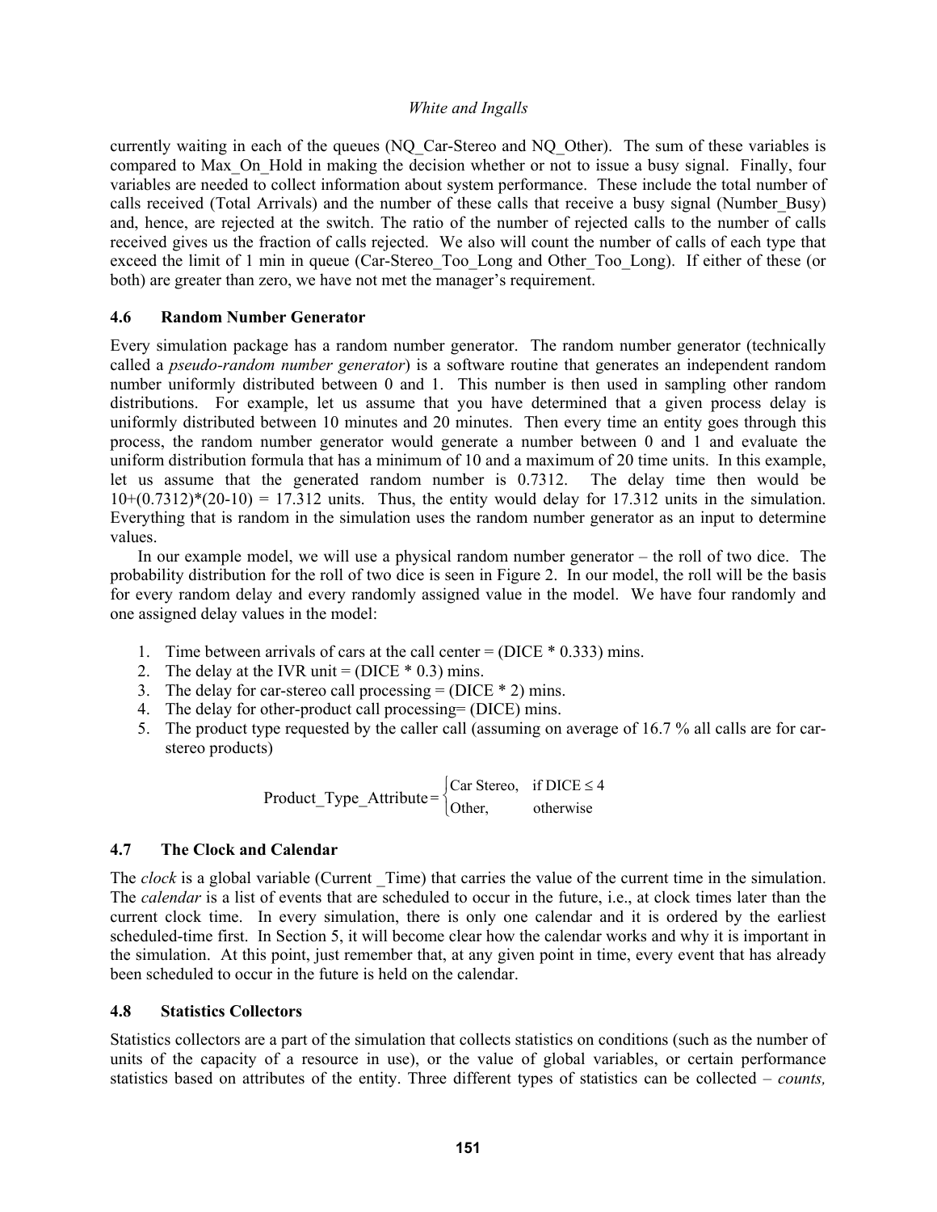currently waiting in each of the queues (NQ_Car-Stereo and NQ_Other). The sum of these variables is compared to Max_On_Hold in making the decision whether or not to issue a busy signal. Finally, four variables are needed to collect information about system performance. These include the total number of calls received (Total Arrivals) and the number of these calls that receive a busy signal (Number_Busy) and, hence, are rejected at the switch. The ratio of the number of rejected calls to the number of calls received gives us the fraction of calls rejected. We also will count the number of calls of each type that exceed the limit of 1 min in queue (Car-Stereo_Too_Long and Other_Too_Long). If either of these (or both) are greater than zero, we have not met the manager's requirement.

### 4.6 Random Number Generator

Every simulation package has a random number generator. The random number generator (technically called a *pseudo-random number generator*) is a software routine that generates an independent random number uniformly distributed between 0 and 1. This number is then used in sampling other random distributions. For example, let us assume that you have determined that a given process delay is uniformly distributed between 10 minutes and 20 minutes. Then every time an entity goes through this process, the random number generator would generate a number between 0 and 1 and evaluate the uniform distribution formula that has a minimum of 10 and a maximum of 20 time units. In this example, let us assume that the generated random number is 0.7312. The delay time then would be $10+(0.7312)*(20-10) = 17.312$ units. Thus, the entity would delay for 17.312 units in the simulation. Everything that is random in the simulation uses the random number generator as an input to determine values.

In our example model, we will use a physical random number generator – the roll of two dice. The probability distribution for the roll of two dice is seen in Figure 2. In our model, the roll will be the basis for every random delay and every randomly assigned value in the model. We have four randomly and one assigned delay values in the model:

1. Time between arrivals of cars at the call center = (DICE * 0.333) mins.
2. The delay at the IVR unit = (DICE * 0.3) mins.
3. The delay for car-stereo call processing = (DICE * 2) mins.
4. The delay for other-product call processing= (DICE) mins.
5. The product type requested by the caller call (assuming on average of 16.7 % all calls are for car-stereo products)

$$\text{Product\_Type\_Attribute} = \begin{cases} \text{Car Stereo}, & \text{if DICE} \leq 4 \\ \text{Other}, & \text{otherwise} \end{cases}$$

### 4.7 The Clock and Calendar

The *clock* is a global variable (Current _Time) that carries the value of the current time in the simulation. The *calendar* is a list of events that are scheduled to occur in the future, i.e., at clock times later than the current clock time. In every simulation, there is only one calendar and it is ordered by the earliest scheduled-time first. In Section 5, it will become clear how the calendar works and why it is important in the simulation. At this point, just remember that, at any given point in time, every event that has already been scheduled to occur in the future is held on the calendar.

### 4.8 Statistics Collectors

Statistics collectors are a part of the simulation that collects statistics on conditions (such as the number of units of the capacity of a resource in use), or the value of global variables, or certain performance statistics based on attributes of the entity. Three different types of statistics can be collected – *counts,*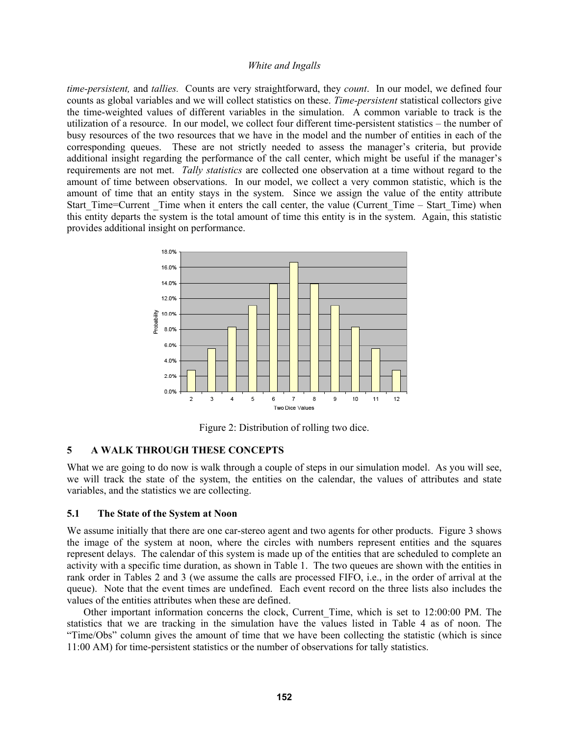*time-persistent,* and *tallies.* Counts are very straightforward, they *count*. In our model, we defined four counts as global variables and we will collect statistics on these. *Time-persistent* statistical collectors give the time-weighted values of different variables in the simulation. A common variable to track is the utilization of a resource. In our model, we collect four different time-persistent statistics – the number of busy resources of the two resources that we have in the model and the number of entities in each of the corresponding queues. These are not strictly needed to assess the manager's criteria, but provide additional insight regarding the performance of the call center, which might be useful if the manager's requirements are not met. *Tally statistics* are collected one observation at a time without regard to the amount of time between observations. In our model, we collect a very common statistic, which is the amount of time that an entity stays in the system. Since we assign the value of the entity attribute Start_Time=Current _Time when it enters the call center, the value (Current_Time – Start_Time) when this entity departs the system is the total amount of time this entity is in the system. Again, this statistic provides additional insight on performance.

Figure 2: Distribution of rolling two dice.

## 5 A WALK THROUGH THESE CONCEPTS

What we are going to do now is walk through a couple of steps in our simulation model. As you will see, we will track the state of the system, the entities on the calendar, the values of attributes and state variables, and the statistics we are collecting.

### 5.1 The State of the System at Noon

We assume initially that there are one car-stereo agent and two agents for other products. Figure 3 shows the image of the system at noon, where the circles with numbers represent entities and the squares represent delays. The calendar of this system is made up of the entities that are scheduled to complete an activity with a specific time duration, as shown in Table 1. The two queues are shown with the entities in rank order in Tables 2 and 3 (we assume the calls are processed FIFO, i.e., in the order of arrival at the queue). Note that the event times are undefined. Each event record on the three lists also includes the values of the entities attributes when these are defined.

Other important information concerns the clock, Current_Time, which is set to 12:00:00 PM. The statistics that we are tracking in the simulation have the values listed in Table 4 as of noon. The "Time/Obs" column gives the amount of time that we have been collecting the statistic (which is since 11:00 AM) for time-persistent statistics or the number of observations for tally statistics.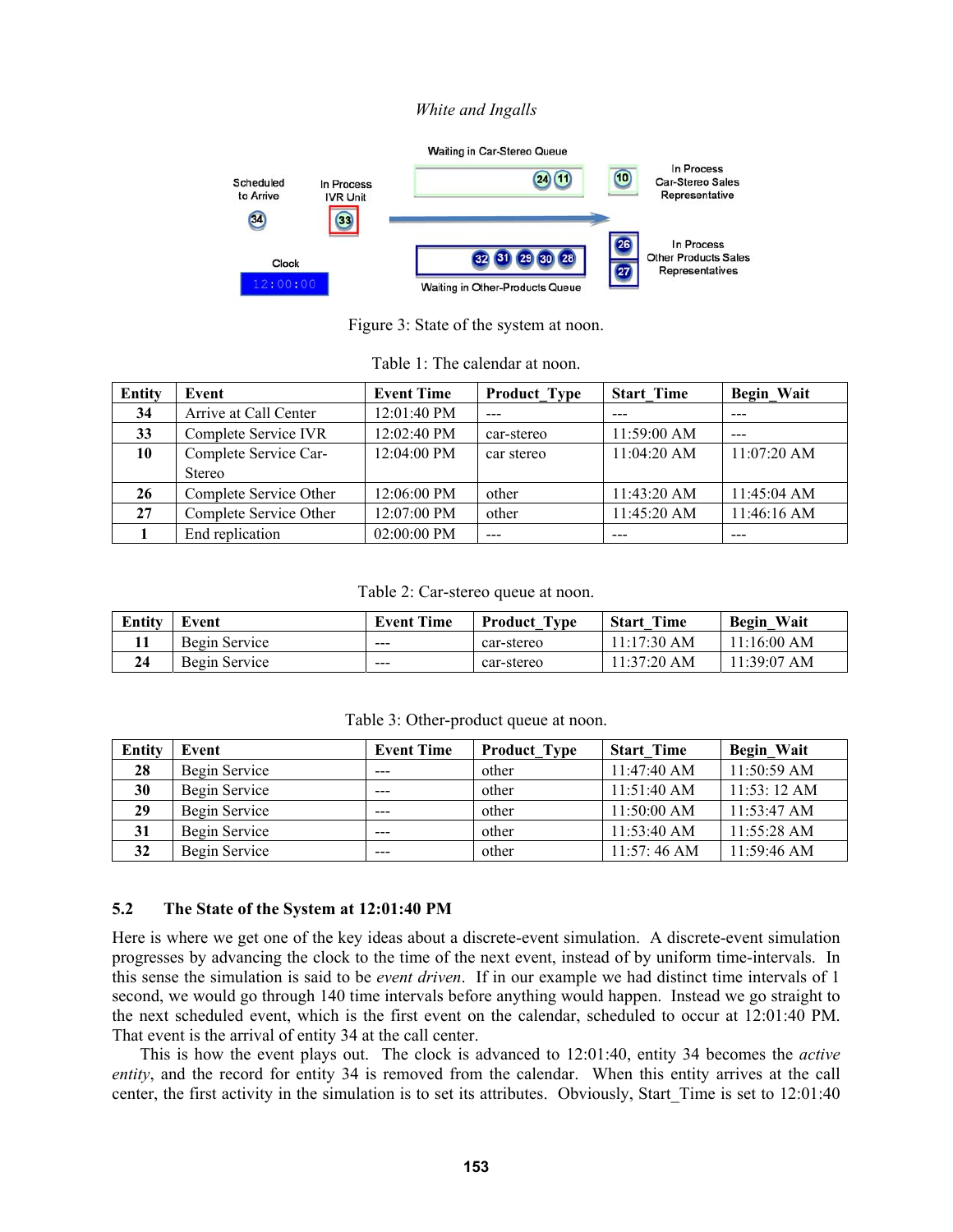Figure 3: State of the system at noon.

Table 1: The calendar at noon.

| Entity | Event | Event Time | Product_Type | Start_Time | Begin_Wait |
|---|---|---|---|---|---|
| 34 | Arrive at Call Center | 12:01:40 PM | --- | --- | --- |
| 33 | Complete Service IVR | 12:02:40 PM | car-stereo | 11:59:00 AM | --- |
| 10 | Complete Service Car-Stereo | 12:04:00 PM | car stereo | 11:04:20 AM | 11:07:20 AM |
| 26 | Complete Service Other | 12:06:00 PM | other | 11:43:20 AM | 11:45:04 AM |
| 27 | Complete Service Other | 12:07:00 PM | other | 11:45:20 AM | 11:46:16 AM |
| 1 | End replication | 02:00:00 PM | --- | --- | --- |

Table 2: Car-stereo queue at noon.

| Entity | Event | Event Time | Product_Type | Start_Time | Begin_Wait |
|---|---|---|---|---|---|
| 11 | Begin Service | --- | car-stereo | 11:17:30 AM | 11:16:00 AM |
| 24 | Begin Service | --- | car-stereo | 11:37:20 AM | 11:39:07 AM |

Table 3: Other-product queue at noon.

| Entity | Event | Event Time | Product_Type | Start_Time | Begin_Wait |
|---|---|---|---|---|---|
| 28 | Begin Service | --- | other | 11:47:40 AM | 11:50:59 AM |
| 30 | Begin Service | --- | other | 11:51:40 AM | 11:53: 12 AM |
| 29 | Begin Service | --- | other | 11:50:00 AM | 11:53:47 AM |
| 31 | Begin Service | --- | other | 11:53:40 AM | 11:55:28 AM |
| 32 | Begin Service | --- | other | 11:57: 46 AM | 11:59:46 AM |

### 5.2 The State of the System at 12:01:40 PM

Here is where we get one of the key ideas about a discrete-event simulation. A discrete-event simulation progresses by advancing the clock to the time of the next event, instead of by uniform time-intervals. In this sense the simulation is said to be *event driven*. If in our example we had distinct time intervals of 1 second, we would go through 140 time intervals before anything would happen. Instead we go straight to the next scheduled event, which is the first event on the calendar, scheduled to occur at 12:01:40 PM. That event is the arrival of entity 34 at the call center.

This is how the event plays out. The clock is advanced to 12:01:40, entity 34 becomes the *active entity*, and the record for entity 34 is removed from the calendar. When this entity arrives at the call center, the first activity in the simulation is to set its attributes. Obviously, Start_Time is set to 12:01:40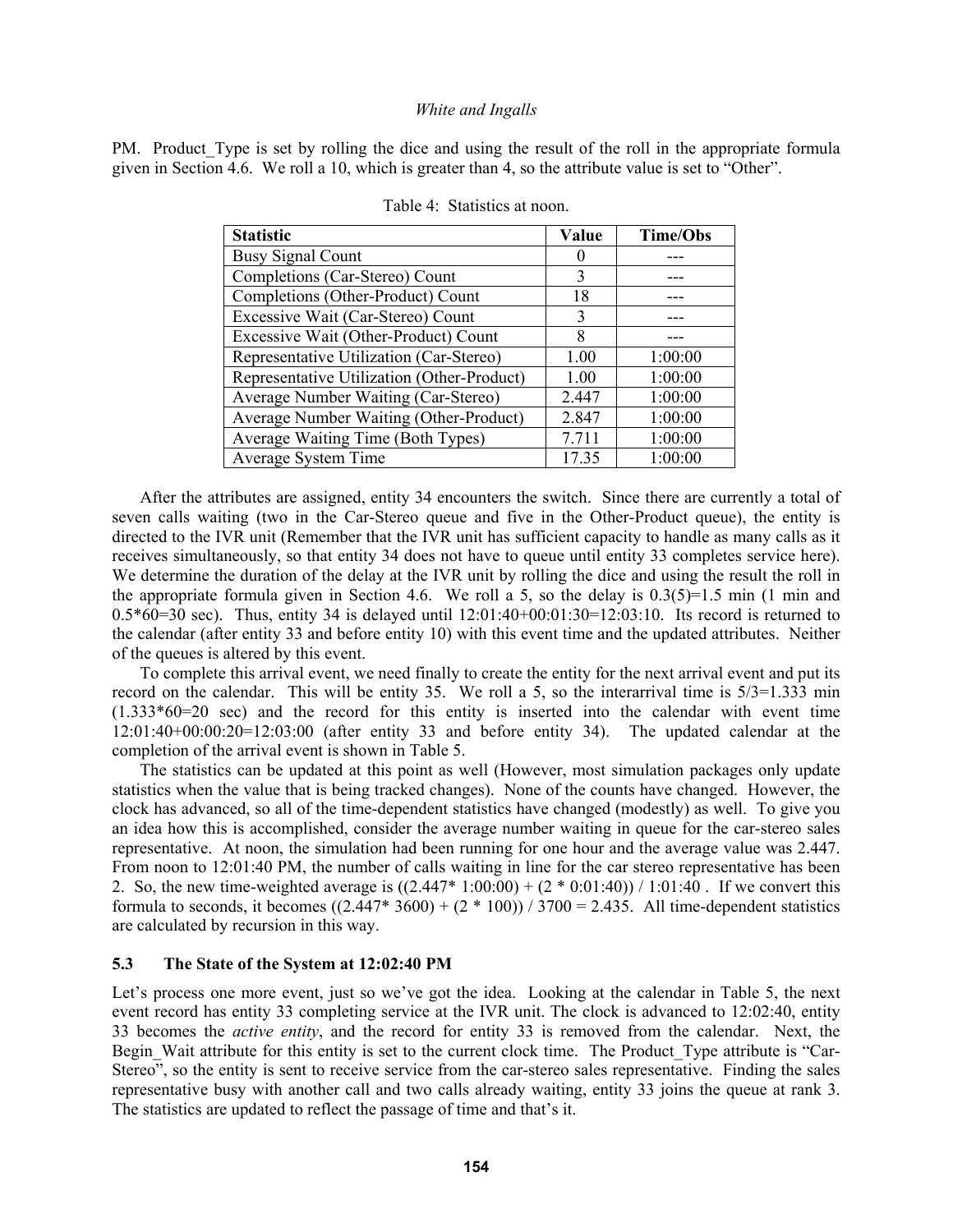PM. Product_Type is set by rolling the dice and using the result of the roll in the appropriate formula given in Section 4.6. We roll a 10, which is greater than 4, so the attribute value is set to "Other".

Table 4: Statistics at noon.

| Statistic | Value | Time/Obs |
|---|---|---|
| Busy Signal Count | 0 | --- |
| Completions (Car-Stereo) Count | 3 | --- |
| Completions (Other-Product) Count | 18 | --- |
| Excessive Wait (Car-Stereo) Count | 3 | --- |
| Excessive Wait (Other-Product) Count | 8 | --- |
| Representative Utilization (Car-Stereo) | 1.00 | 1:00:00 |
| Representative Utilization (Other-Product) | 1.00 | 1:00:00 |
| Average Number Waiting (Car-Stereo) | 2.447 | 1:00:00 |
| Average Number Waiting (Other-Product) | 2.847 | 1:00:00 |
| Average Waiting Time (Both Types) | 7.711 | 1:00:00 |
| Average System Time | 17.35 | 1:00:00 |

After the attributes are assigned, entity 34 encounters the switch. Since there are currently a total of seven calls waiting (two in the Car-Stereo queue and five in the Other-Product queue), the entity is directed to the IVR unit (Remember that the IVR unit has sufficient capacity to handle as many calls as it receives simultaneously, so that entity 34 does not have to queue until entity 33 completes service here). We determine the duration of the delay at the IVR unit by rolling the dice and using the result the roll in the appropriate formula given in Section 4.6. We roll a 5, so the delay is 0.3(5)=1.5 min (1 min and 0.5*60=30 sec). Thus, entity 34 is delayed until 12:01:40+00:01:30=12:03:10. Its record is returned to the calendar (after entity 33 and before entity 10) with this event time and the updated attributes. Neither of the queues is altered by this event.

To complete this arrival event, we need finally to create the entity for the next arrival event and put its record on the calendar. This will be entity 35. We roll a 5, so the interarrival time is 5/3=1.333 min (1.333*60=20 sec) and the record for this entity is inserted into the calendar with event time 12:01:40+00:00:20=12:03:00 (after entity 33 and before entity 34). The updated calendar at the completion of the arrival event is shown in Table 5.

The statistics can be updated at this point as well (However, most simulation packages only update statistics when the value that is being tracked changes). None of the counts have changed. However, the clock has advanced, so all of the time-dependent statistics have changed (modestly) as well. To give you an idea how this is accomplished, consider the average number waiting in queue for the car-stereo sales representative. At noon, the simulation had been running for one hour and the average value was 2.447. From noon to 12:01:40 PM, the number of calls waiting in line for the car stereo representative has been 2. So, the new time-weighted average is ((2.447* 1:00:00) + (2 * 0:01:40)) / 1:01:40 . If we convert this formula to seconds, it becomes ((2.447* 3600) + (2 * 100)) / 3700 = 2.435. All time-dependent statistics are calculated by recursion in this way.

### 5.3 The State of the System at 12:02:40 PM

Let's process one more event, just so we've got the idea. Looking at the calendar in Table 5, the next event record has entity 33 completing service at the IVR unit. The clock is advanced to 12:02:40, entity 33 becomes the *active entity*, and the record for entity 33 is removed from the calendar. Next, the Begin_Wait attribute for this entity is set to the current clock time. The Product_Type attribute is "Car-Stereo", so the entity is sent to receive service from the car-stereo sales representative. Finding the sales representative busy with another call and two calls already waiting, entity 33 joins the queue at rank 3. The statistics are updated to reflect the passage of time and that's it.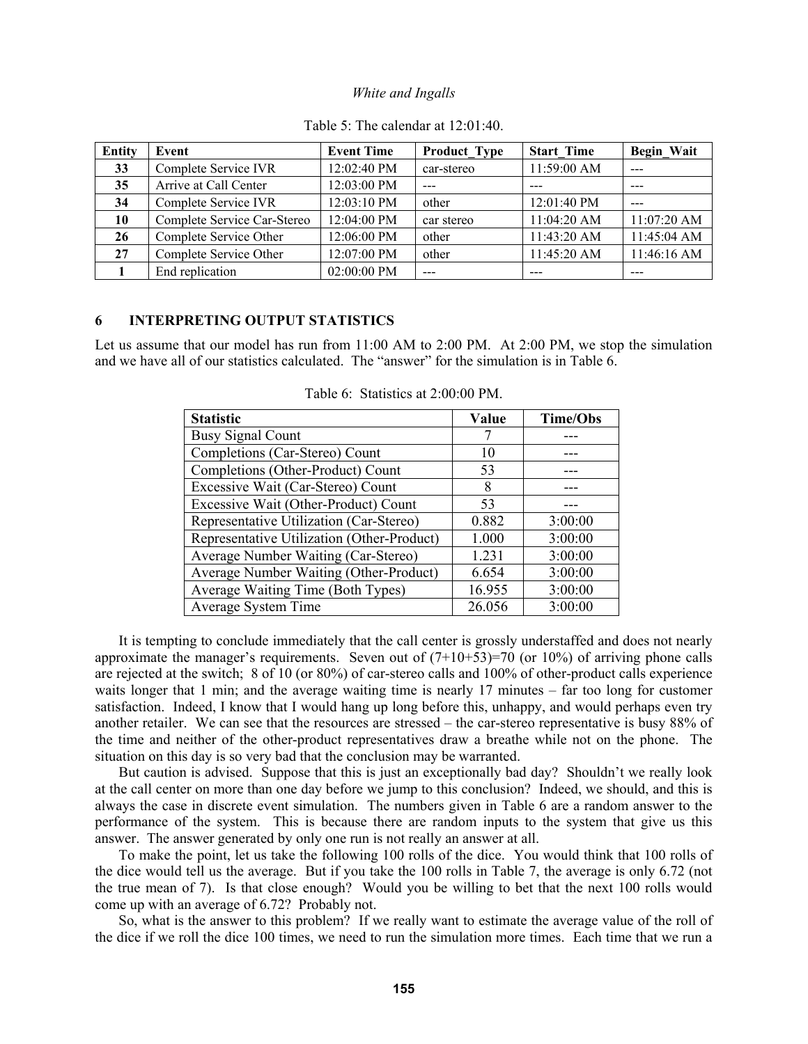Table 5: The calendar at 12:01:40.

| Entity | Event | Event Time | Product_Type | Start_Time | Begin_Wait |
|---|---|---|---|---|---|
| **33** | Complete Service IVR | 12:02:40 PM | car-stereo | 11:59:00 AM | --- |
| **35** | Arrive at Call Center | 12:03:00 PM | --- | --- | --- |
| **34** | Complete Service IVR | 12:03:10 PM | other | 12:01:40 PM | --- |
| **10** | Complete Service Car-Stereo | 12:04:00 PM | car stereo | 11:04:20 AM | 11:07:20 AM |
| **26** | Complete Service Other | 12:06:00 PM | other | 11:43:20 AM | 11:45:04 AM |
| **27** | Complete Service Other | 12:07:00 PM | other | 11:45:20 AM | 11:46:16 AM |
| **1** | End replication | 02:00:00 PM | --- | --- | --- |

## 6 INTERPRETING OUTPUT STATISTICS

Let us assume that our model has run from 11:00 AM to 2:00 PM. At 2:00 PM, we stop the simulation and we have all of our statistics calculated. The "answer" for the simulation is in Table 6.

Table 6: Statistics at 2:00:00 PM.

| Statistic | Value | Time/Obs |
|---|---|---|
| Busy Signal Count | 7 | --- |
| Completions (Car-Stereo) Count | 10 | --- |
| Completions (Other-Product) Count | 53 | --- |
| Excessive Wait (Car-Stereo) Count | 8 | --- |
| Excessive Wait (Other-Product) Count | 53 | --- |
| Representative Utilization (Car-Stereo) | 0.882 | 3:00:00 |
| Representative Utilization (Other-Product) | 1.000 | 3:00:00 |
| Average Number Waiting (Car-Stereo) | 1.231 | 3:00:00 |
| Average Number Waiting (Other-Product) | 6.654 | 3:00:00 |
| Average Waiting Time (Both Types) | 16.955 | 3:00:00 |
| Average System Time | 26.056 | 3:00:00 |

It is tempting to conclude immediately that the call center is grossly understaffed and does not nearly approximate the manager's requirements. Seven out of (7+10+53)=70 (or 10%) of arriving phone calls are rejected at the switch; 8 of 10 (or 80%) of car-stereo calls and 100% of other-product calls experience waits longer that 1 min; and the average waiting time is nearly 17 minutes – far too long for customer satisfaction. Indeed, I know that I would hang up long before this, unhappy, and would perhaps even try another retailer. We can see that the resources are stressed – the car-stereo representative is busy 88% of the time and neither of the other-product representatives draw a breathe while not on the phone. The situation on this day is so very bad that the conclusion may be warranted.

But caution is advised. Suppose that this is just an exceptionally bad day? Shouldn't we really look at the call center on more than one day before we jump to this conclusion? Indeed, we should, and this is always the case in discrete event simulation. The numbers given in Table 6 are a random answer to the performance of the system. This is because there are random inputs to the system that give us this answer. The answer generated by only one run is not really an answer at all.

To make the point, let us take the following 100 rolls of the dice. You would think that 100 rolls of the dice would tell us the average. But if you take the 100 rolls in Table 7, the average is only 6.72 (not the true mean of 7). Is that close enough? Would you be willing to bet that the next 100 rolls would come up with an average of 6.72? Probably not.

So, what is the answer to this problem? If we really want to estimate the average value of the roll of the dice if we roll the dice 100 times, we need to run the simulation more times. Each time that we run a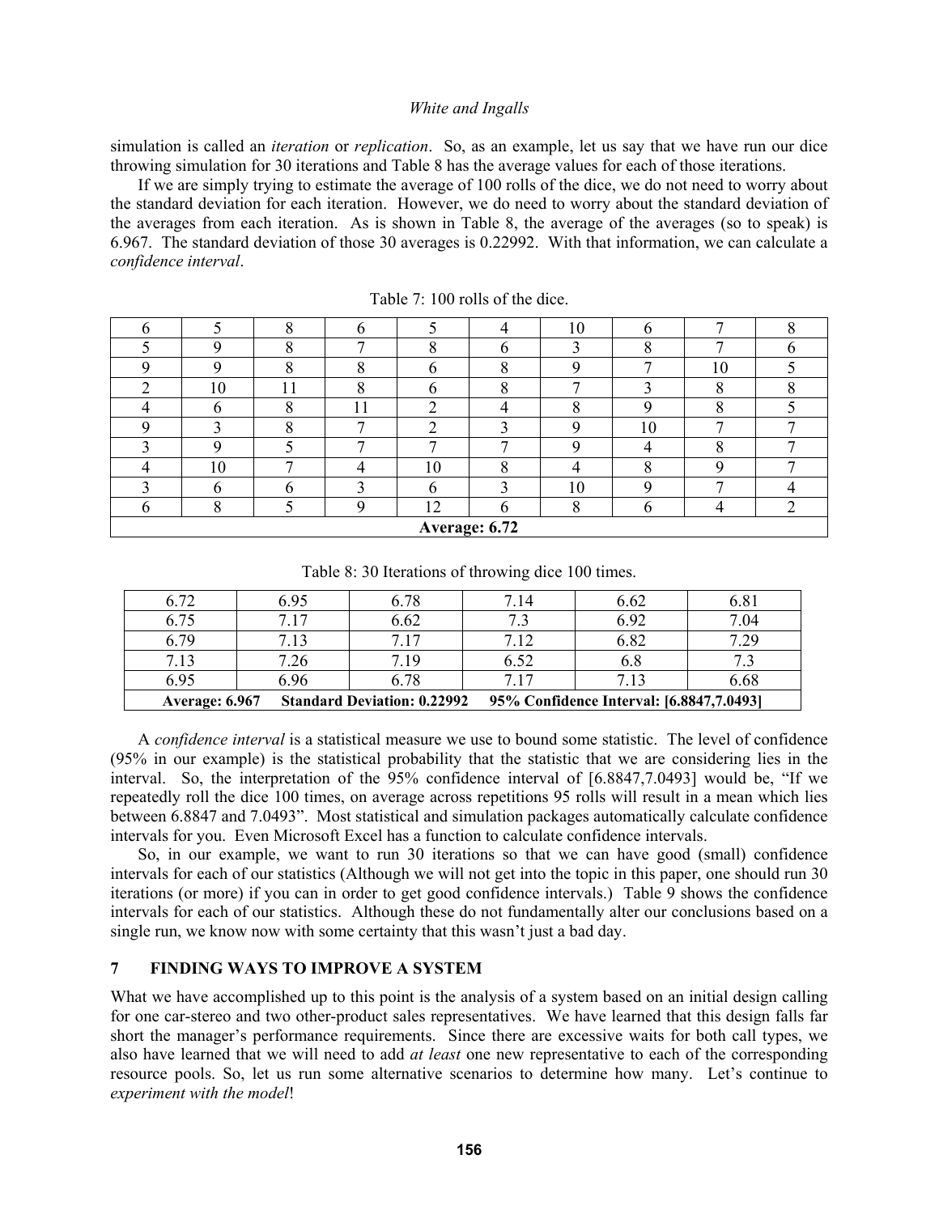simulation is called an *iteration* or *replication*. So, as an example, let us say that we have run our dice throwing simulation for 30 iterations and Table 8 has the average values for each of those iterations.

If we are simply trying to estimate the average of 100 rolls of the dice, we do not need to worry about the standard deviation for each iteration. However, we do need to worry about the standard deviation of the averages from each iteration. As is shown in Table 8, the average of the averages (so to speak) is 6.967. The standard deviation of those 30 averages is 0.22992. With that information, we can calculate a *confidence interval*.

Table 7: 100 rolls of the dice.

| | | | | | | | | | |
|---|---|---|---|---|---|---|---|---|---|
| 6 | 5 | 8 | 6 | 5 | 4 | 10 | 6 | 7 | 8 |
| 5 | 9 | 8 | 7 | 8 | 6 | 3 | 8 | 7 | 6 |
| 9 | 9 | 8 | 8 | 6 | 8 | 9 | 7 | 10 | 5 |
| 2 | 10 | 11 | 8 | 6 | 8 | 7 | 3 | 8 | 8 |
| 4 | 6 | 8 | 11 | 2 | 4 | 8 | 9 | 8 | 5 |
| 9 | 3 | 8 | 7 | 2 | 3 | 9 | 10 | 7 | 7 |
| 3 | 9 | 5 | 7 | 7 | 7 | 9 | 4 | 8 | 7 |
| 4 | 10 | 7 | 4 | 10 | 8 | 4 | 8 | 9 | 7 |
| 3 | 6 | 6 | 3 | 6 | 3 | 10 | 9 | 7 | 4 |
| 6 | 8 | 5 | 9 | 12 | 6 | 8 | 6 | 4 | 2 |
| **Average: 6.72** | | | | | | | | | |

Table 8: 30 Iterations of throwing dice 100 times.

| | | | | | |
|---|---|---|---|---|---|
| 6.72 | 6.95 | 6.78 | 7.14 | 6.62 | 6.81 |
| 6.75 | 7.17 | 6.62 | 7.3 | 6.92 | 7.04 |
| 6.79 | 7.13 | 7.17 | 7.12 | 6.82 | 7.29 |
| 7.13 | 7.26 | 7.19 | 6.52 | 6.8 | 7.3 |
| 6.95 | 6.96 | 6.78 | 7.17 | 7.13 | 6.68 |
| **Average: 6.967** | **Standard Deviation: 0.22992** | | **95% Confidence Interval: [6.8847,7.0493]** | | |

A *confidence interval* is a statistical measure we use to bound some statistic. The level of confidence (95% in our example) is the statistical probability that the statistic that we are considering lies in the interval. So, the interpretation of the 95% confidence interval of [6.8847,7.0493] would be, "If we repeatedly roll the dice 100 times, on average across repetitions 95 rolls will result in a mean which lies between 6.8847 and 7.0493". Most statistical and simulation packages automatically calculate confidence intervals for you. Even Microsoft Excel has a function to calculate confidence intervals.

So, in our example, we want to run 30 iterations so that we can have good (small) confidence intervals for each of our statistics (Although we will not get into the topic in this paper, one should run 30 iterations (or more) if you can in order to get good confidence intervals.) Table 9 shows the confidence intervals for each of our statistics. Although these do not fundamentally alter our conclusions based on a single run, we know now with some certainty that this wasn't just a bad day.

## 7 FINDING WAYS TO IMPROVE A SYSTEM

What we have accomplished up to this point is the analysis of a system based on an initial design calling for one car-stereo and two other-product sales representatives. We have learned that this design falls far short the manager's performance requirements. Since there are excessive waits for both call types, we also have learned that we will need to add *at least* one new representative to each of the corresponding resource pools. So, let us run some alternative scenarios to determine how many. Let's continue to *experiment with the model*!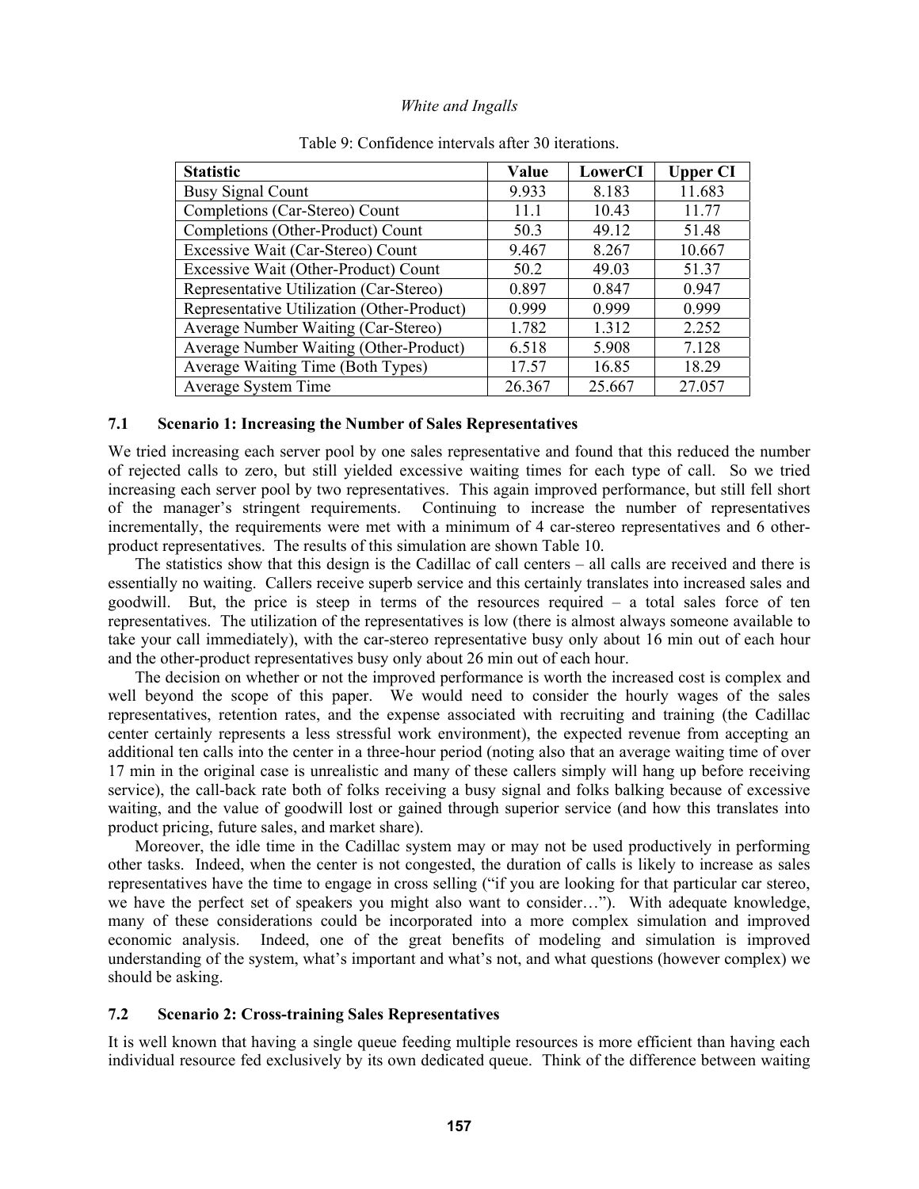Table 9: Confidence intervals after 30 iterations.

| Statistic | Value | LowerCI | Upper CI |
|---|---|---|---|
| Busy Signal Count | 9.933 | 8.183 | 11.683 |
| Completions (Car-Stereo) Count | 11.1 | 10.43 | 11.77 |
| Completions (Other-Product) Count | 50.3 | 49.12 | 51.48 |
| Excessive Wait (Car-Stereo) Count | 9.467 | 8.267 | 10.667 |
| Excessive Wait (Other-Product) Count | 50.2 | 49.03 | 51.37 |
| Representative Utilization (Car-Stereo) | 0.897 | 0.847 | 0.947 |
| Representative Utilization (Other-Product) | 0.999 | 0.999 | 0.999 |
| Average Number Waiting (Car-Stereo) | 1.782 | 1.312 | 2.252 |
| Average Number Waiting (Other-Product) | 6.518 | 5.908 | 7.128 |
| Average Waiting Time (Both Types) | 17.57 | 16.85 | 18.29 |
| Average System Time | 26.367 | 25.667 | 27.057 |

### 7.1 Scenario 1: Increasing the Number of Sales Representatives

We tried increasing each server pool by one sales representative and found that this reduced the number of rejected calls to zero, but still yielded excessive waiting times for each type of call. So we tried increasing each server pool by two representatives. This again improved performance, but still fell short of the manager's stringent requirements. Continuing to increase the number of representatives incrementally, the requirements were met with a minimum of 4 car-stereo representatives and 6 other-product representatives. The results of this simulation are shown Table 10.

The statistics show that this design is the Cadillac of call centers – all calls are received and there is essentially no waiting. Callers receive superb service and this certainly translates into increased sales and goodwill. But, the price is steep in terms of the resources required – a total sales force of ten representatives. The utilization of the representatives is low (there is almost always someone available to take your call immediately), with the car-stereo representative busy only about 16 min out of each hour and the other-product representatives busy only about 26 min out of each hour.

The decision on whether or not the improved performance is worth the increased cost is complex and well beyond the scope of this paper. We would need to consider the hourly wages of the sales representatives, retention rates, and the expense associated with recruiting and training (the Cadillac center certainly represents a less stressful work environment), the expected revenue from accepting an additional ten calls into the center in a three-hour period (noting also that an average waiting time of over 17 min in the original case is unrealistic and many of these callers simply will hang up before receiving service), the call-back rate both of folks receiving a busy signal and folks balking because of excessive waiting, and the value of goodwill lost or gained through superior service (and how this translates into product pricing, future sales, and market share).

Moreover, the idle time in the Cadillac system may or may not be used productively in performing other tasks. Indeed, when the center is not congested, the duration of calls is likely to increase as sales representatives have the time to engage in cross selling ("if you are looking for that particular car stereo, we have the perfect set of speakers you might also want to consider…"). With adequate knowledge, many of these considerations could be incorporated into a more complex simulation and improved economic analysis. Indeed, one of the great benefits of modeling and simulation is improved understanding of the system, what's important and what's not, and what questions (however complex) we should be asking.

### 7.2 Scenario 2: Cross-training Sales Representatives

It is well known that having a single queue feeding multiple resources is more efficient than having each individual resource fed exclusively by its own dedicated queue. Think of the difference between waiting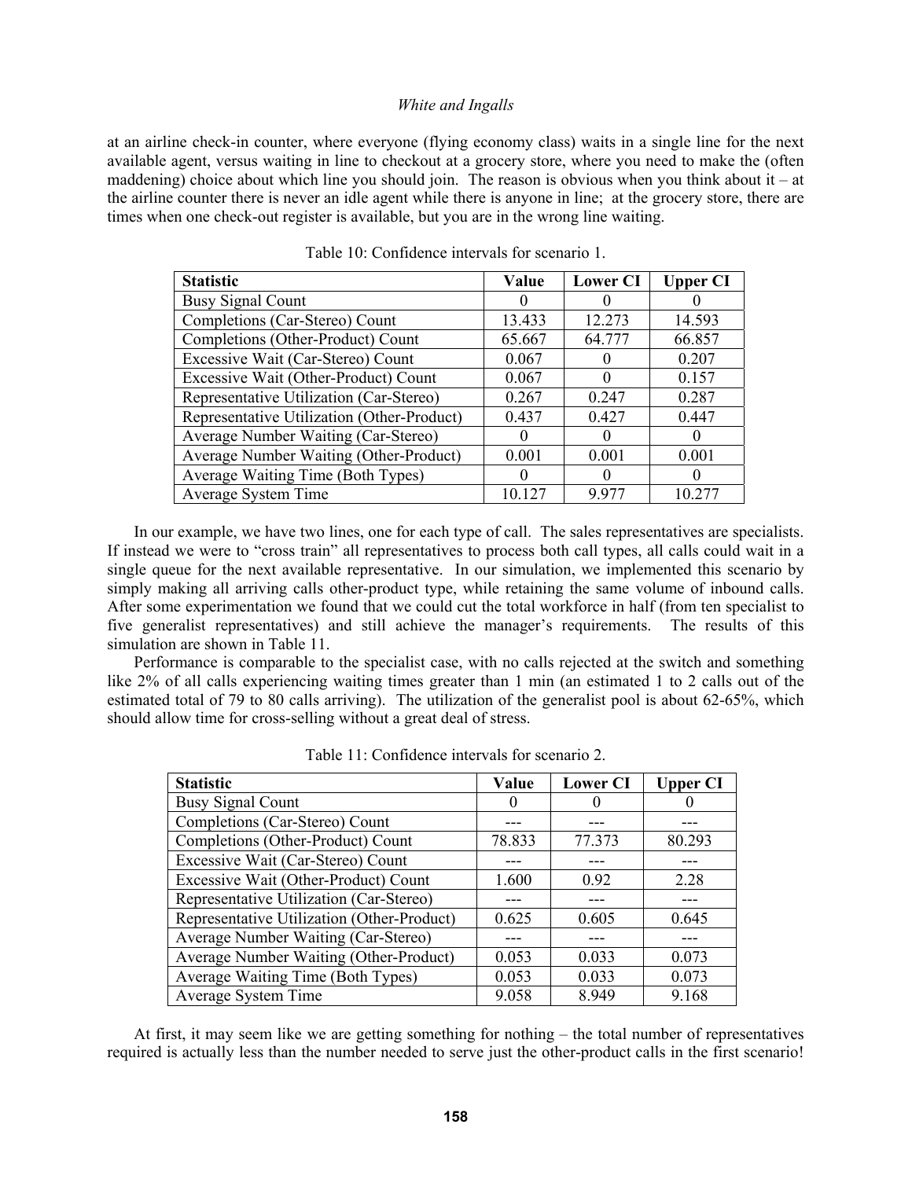at an airline check-in counter, where everyone (flying economy class) waits in a single line for the next available agent, versus waiting in line to checkout at a grocery store, where you need to make the (often maddening) choice about which line you should join. The reason is obvious when you think about it – at the airline counter there is never an idle agent while there is anyone in line; at the grocery store, there are times when one check-out register is available, but you are in the wrong line waiting.

Table 10: Confidence intervals for scenario 1.

| Statistic | Value | Lower CI | Upper CI |
|---|---|---|---|
| Busy Signal Count | 0 | 0 | 0 |
| Completions (Car-Stereo) Count | 13.433 | 12.273 | 14.593 |
| Completions (Other-Product) Count | 65.667 | 64.777 | 66.857 |
| Excessive Wait (Car-Stereo) Count | 0.067 | 0 | 0.207 |
| Excessive Wait (Other-Product) Count | 0.067 | 0 | 0.157 |
| Representative Utilization (Car-Stereo) | 0.267 | 0.247 | 0.287 |
| Representative Utilization (Other-Product) | 0.437 | 0.427 | 0.447 |
| Average Number Waiting (Car-Stereo) | 0 | 0 | 0 |
| Average Number Waiting (Other-Product) | 0.001 | 0.001 | 0.001 |
| Average Waiting Time (Both Types) | 0 | 0 | 0 |
| Average System Time | 10.127 | 9.977 | 10.277 |

In our example, we have two lines, one for each type of call. The sales representatives are specialists. If instead we were to "cross train" all representatives to process both call types, all calls could wait in a single queue for the next available representative. In our simulation, we implemented this scenario by simply making all arriving calls other-product type, while retaining the same volume of inbound calls. After some experimentation we found that we could cut the total workforce in half (from ten specialist to five generalist representatives) and still achieve the manager's requirements. The results of this simulation are shown in Table 11.

Performance is comparable to the specialist case, with no calls rejected at the switch and something like 2% of all calls experiencing waiting times greater than 1 min (an estimated 1 to 2 calls out of the estimated total of 79 to 80 calls arriving). The utilization of the generalist pool is about 62-65%, which should allow time for cross-selling without a great deal of stress.

Table 11: Confidence intervals for scenario 2.

| Statistic | Value | Lower CI | Upper CI |
|---|---|---|---|
| Busy Signal Count | 0 | 0 | 0 |
| Completions (Car-Stereo) Count | --- | --- | --- |
| Completions (Other-Product) Count | 78.833 | 77.373 | 80.293 |
| Excessive Wait (Car-Stereo) Count | --- | --- | --- |
| Excessive Wait (Other-Product) Count | 1.600 | 0.92 | 2.28 |
| Representative Utilization (Car-Stereo) | --- | --- | --- |
| Representative Utilization (Other-Product) | 0.625 | 0.605 | 0.645 |
| Average Number Waiting (Car-Stereo) | --- | --- | --- |
| Average Number Waiting (Other-Product) | 0.053 | 0.033 | 0.073 |
| Average Waiting Time (Both Types) | 0.053 | 0.033 | 0.073 |
| Average System Time | 9.058 | 8.949 | 9.168 |

At first, it may seem like we are getting something for nothing – the total number of representatives required is actually less than the number needed to serve just the other-product calls in the first scenario!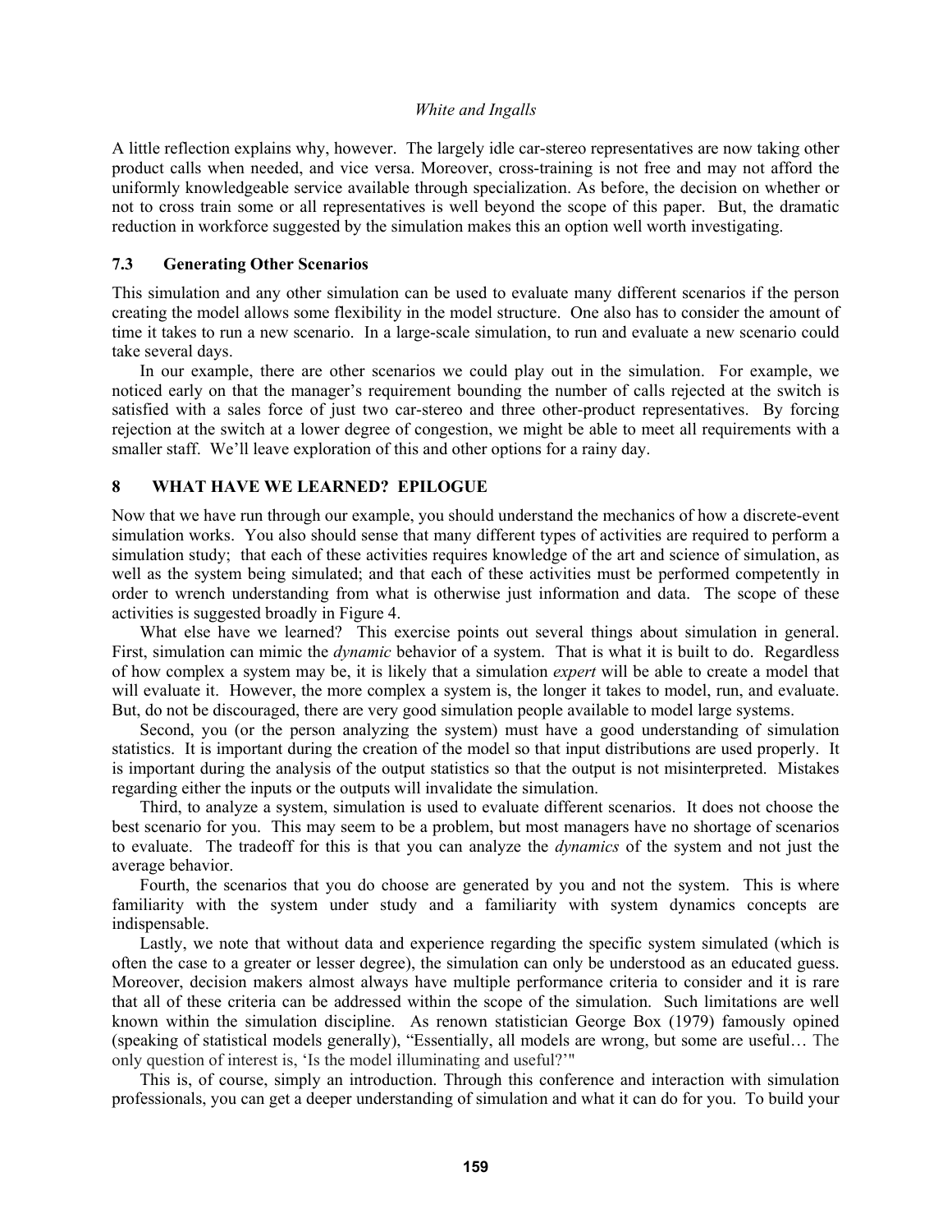A little reflection explains why, however. The largely idle car-stereo representatives are now taking other product calls when needed, and vice versa. Moreover, cross-training is not free and may not afford the uniformly knowledgeable service available through specialization. As before, the decision on whether or not to cross train some or all representatives is well beyond the scope of this paper. But, the dramatic reduction in workforce suggested by the simulation makes this an option well worth investigating.

### 7.3 Generating Other Scenarios

This simulation and any other simulation can be used to evaluate many different scenarios if the person creating the model allows some flexibility in the model structure. One also has to consider the amount of time it takes to run a new scenario. In a large-scale simulation, to run and evaluate a new scenario could take several days.

In our example, there are other scenarios we could play out in the simulation. For example, we noticed early on that the manager's requirement bounding the number of calls rejected at the switch is satisfied with a sales force of just two car-stereo and three other-product representatives. By forcing rejection at the switch at a lower degree of congestion, we might be able to meet all requirements with a smaller staff. We'll leave exploration of this and other options for a rainy day.

## 8 WHAT HAVE WE LEARNED? EPILOGUE

Now that we have run through our example, you should understand the mechanics of how a discrete-event simulation works. You also should sense that many different types of activities are required to perform a simulation study; that each of these activities requires knowledge of the art and science of simulation, as well as the system being simulated; and that each of these activities must be performed competently in order to wrench understanding from what is otherwise just information and data. The scope of these activities is suggested broadly in Figure 4.

What else have we learned? This exercise points out several things about simulation in general. First, simulation can mimic the *dynamic* behavior of a system. That is what it is built to do. Regardless of how complex a system may be, it is likely that a simulation *expert* will be able to create a model that will evaluate it. However, the more complex a system is, the longer it takes to model, run, and evaluate. But, do not be discouraged, there are very good simulation people available to model large systems.

Second, you (or the person analyzing the system) must have a good understanding of simulation statistics. It is important during the creation of the model so that input distributions are used properly. It is important during the analysis of the output statistics so that the output is not misinterpreted. Mistakes regarding either the inputs or the outputs will invalidate the simulation.

Third, to analyze a system, simulation is used to evaluate different scenarios. It does not choose the best scenario for you. This may seem to be a problem, but most managers have no shortage of scenarios to evaluate. The tradeoff for this is that you can analyze the *dynamics* of the system and not just the average behavior.

Fourth, the scenarios that you do choose are generated by you and not the system. This is where familiarity with the system under study and a familiarity with system dynamics concepts are indispensable.

Lastly, we note that without data and experience regarding the specific system simulated (which is often the case to a greater or lesser degree), the simulation can only be understood as an educated guess. Moreover, decision makers almost always have multiple performance criteria to consider and it is rare that all of these criteria can be addressed within the scope of the simulation. Such limitations are well known within the simulation discipline. As renown statistician George Box (1979) famously opined (speaking of statistical models generally), "Essentially, all models are wrong, but some are useful… The only question of interest is, 'Is the model illuminating and useful?'"

This is, of course, simply an introduction. Through this conference and interaction with simulation professionals, you can get a deeper understanding of simulation and what it can do for you. To build your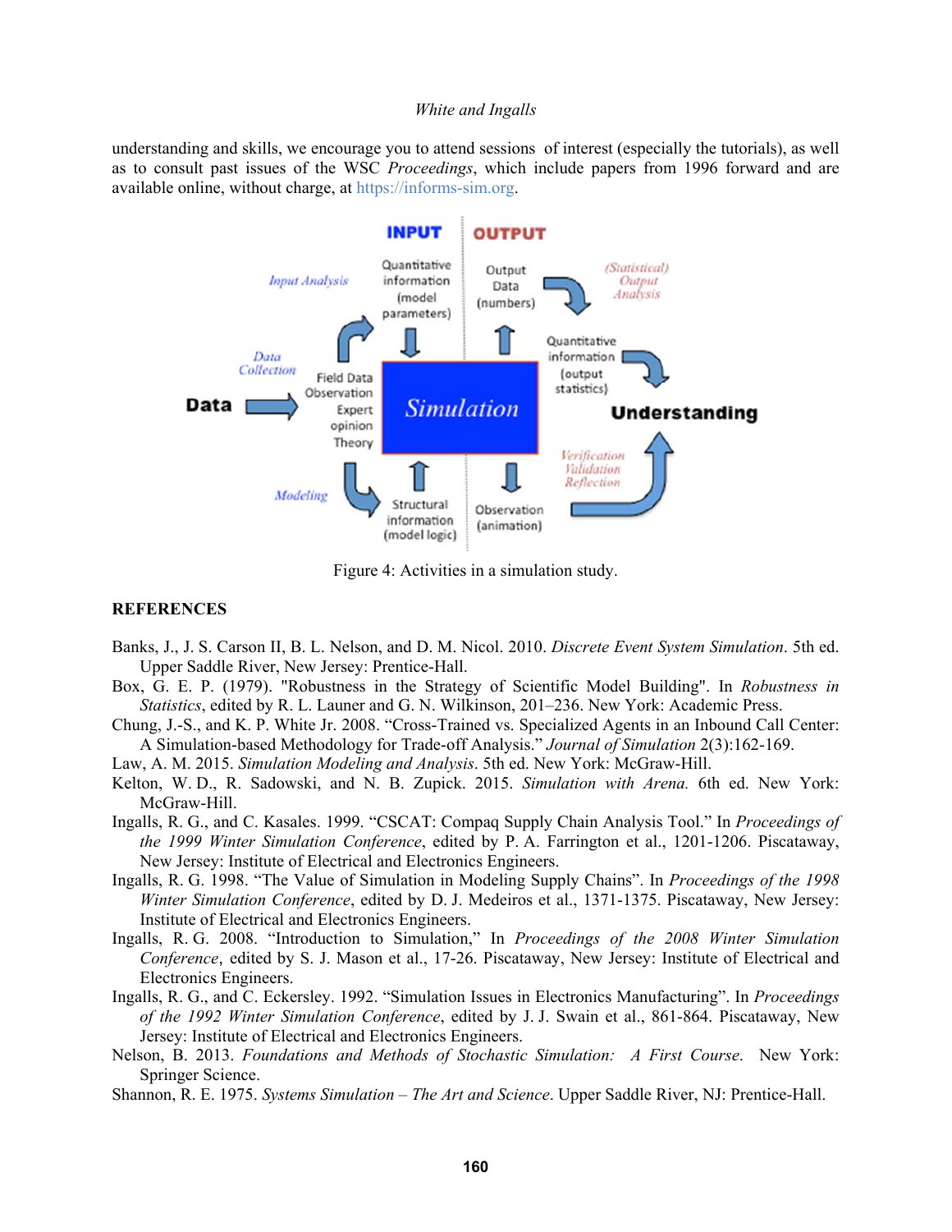understanding and skills, we encourage you to attend sessions of interest (especially the tutorials), as well as to consult past issues of the WSC *Proceedings*, which include papers from 1996 forward and are available online, without charge, at https://informs-sim.org.

Figure 4: Activities in a simulation study.

## REFERENCES

Banks, J., J. S. Carson II, B. L. Nelson, and D. M. Nicol. 2010. *Discrete Event System Simulation*. 5th ed. Upper Saddle River, New Jersey: Prentice-Hall.

Box, G. E. P. (1979). "Robustness in the Strategy of Scientific Model Building". In *Robustness in Statistics*, edited by R. L. Launer and G. N. Wilkinson, 201–236. New York: Academic Press.

Chung, J.-S., and K. P. White Jr. 2008. "Cross-Trained vs. Specialized Agents in an Inbound Call Center: A Simulation-based Methodology for Trade-off Analysis." *Journal of Simulation* 2(3):162-169.

Law, A. M. 2015. *Simulation Modeling and Analysis*. 5th ed. New York: McGraw-Hill.

Kelton, W. D., R. Sadowski, and N. B. Zupick. 2015. *Simulation with Arena.* 6th ed. New York: McGraw-Hill.

Ingalls, R. G., and C. Kasales. 1999. "CSCAT: Compaq Supply Chain Analysis Tool." In *Proceedings of the 1999 Winter Simulation Conference*, edited by P. A. Farrington et al., 1201-1206. Piscataway, New Jersey: Institute of Electrical and Electronics Engineers.

Ingalls, R. G. 1998. "The Value of Simulation in Modeling Supply Chains". In *Proceedings of the 1998 Winter Simulation Conference*, edited by D. J. Medeiros et al., 1371-1375. Piscataway, New Jersey: Institute of Electrical and Electronics Engineers.

Ingalls, R. G. 2008. "Introduction to Simulation," In *Proceedings of the 2008 Winter Simulation Conference*, edited by S. J. Mason et al., 17-26. Piscataway, New Jersey: Institute of Electrical and Electronics Engineers.

Ingalls, R. G., and C. Eckersley. 1992. "Simulation Issues in Electronics Manufacturing". In *Proceedings of the 1992 Winter Simulation Conference*, edited by J. J. Swain et al., 861-864. Piscataway, New Jersey: Institute of Electrical and Electronics Engineers.

Nelson, B. 2013. *Foundations and Methods of Stochastic Simulation: A First Course*. New York: Springer Science.

Shannon, R. E. 1975. *Systems Simulation – The Art and Science*. Upper Saddle River, NJ: Prentice-Hall.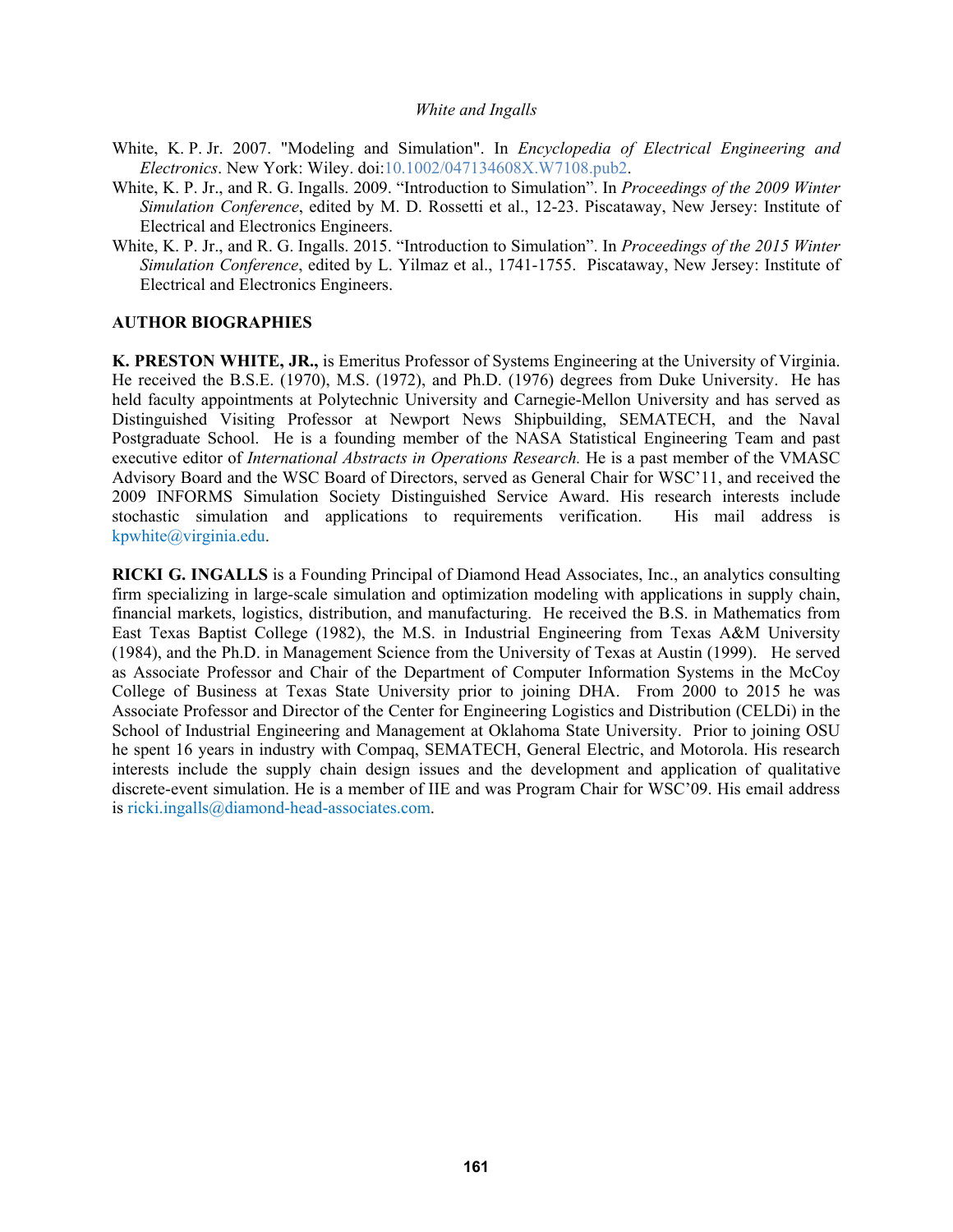White, K. P. Jr. 2007. "Modeling and Simulation". In *Encyclopedia of Electrical Engineering and Electronics*. New York: Wiley. doi:10.1002/047134608X.W7108.pub2.

White, K. P. Jr., and R. G. Ingalls. 2009. “Introduction to Simulation”. In *Proceedings of the 2009 Winter Simulation Conference*, edited by M. D. Rossetti et al., 12-23. Piscataway, New Jersey: Institute of Electrical and Electronics Engineers.

White, K. P. Jr., and R. G. Ingalls. 2015. “Introduction to Simulation”. In *Proceedings of the 2015 Winter Simulation Conference*, edited by L. Yilmaz et al., 1741-1755. Piscataway, New Jersey: Institute of Electrical and Electronics Engineers.

## AUTHOR BIOGRAPHIES

**K. PRESTON WHITE, JR.,** is Emeritus Professor of Systems Engineering at the University of Virginia. He received the B.S.E. (1970), M.S. (1972), and Ph.D. (1976) degrees from Duke University. He has held faculty appointments at Polytechnic University and Carnegie-Mellon University and has served as Distinguished Visiting Professor at Newport News Shipbuilding, SEMATECH, and the Naval Postgraduate School. He is a founding member of the NASA Statistical Engineering Team and past executive editor of *International Abstracts in Operations Research.* He is a past member of the VMASC Advisory Board and the WSC Board of Directors, served as General Chair for WSC’11, and received the 2009 INFORMS Simulation Society Distinguished Service Award. His research interests include stochastic simulation and applications to requirements verification. His mail address is kpwhite@virginia.edu.

**RICKI G. INGALLS** is a Founding Principal of Diamond Head Associates, Inc., an analytics consulting firm specializing in large-scale simulation and optimization modeling with applications in supply chain, financial markets, logistics, distribution, and manufacturing. He received the B.S. in Mathematics from East Texas Baptist College (1982), the M.S. in Industrial Engineering from Texas A&M University (1984), and the Ph.D. in Management Science from the University of Texas at Austin (1999). He served as Associate Professor and Chair of the Department of Computer Information Systems in the McCoy College of Business at Texas State University prior to joining DHA. From 2000 to 2015 he was Associate Professor and Director of the Center for Engineering Logistics and Distribution (CELDi) in the School of Industrial Engineering and Management at Oklahoma State University. Prior to joining OSU he spent 16 years in industry with Compaq, SEMATECH, General Electric, and Motorola. His research interests include the supply chain design issues and the development and application of qualitative discrete-event simulation. He is a member of IIE and was Program Chair for WSC’09. His email address is ricki.ingalls@diamond-head-associates.com.